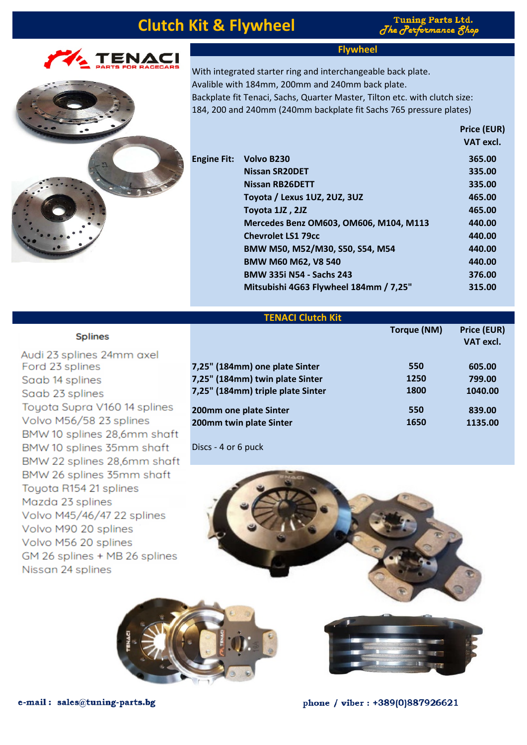# Clutch Kit & Flywheel

Tuning Parts Ltd.
*The Performance Shop*

TENACI
PARTS FOR RACECARS

## Flywheel

With integrated starter ring and interchangeable back plate.
Avalible with 184mm, 200mm and 240mm back plate.
Backplate fit Tenaci, Sachs, Quarter Master, Tilton etc. with clutch size: 184, 200 and 240mm (240mm backplate fit Sachs 765 pressure plates)

| | | Price (EUR) VAT excl. |
|---|---|---|
| **Engine Fit:** | **Volvo B230** | **365.00** |
| | **Nissan SR20DET** | **335.00** |
| | **Nissan RB26DETT** | **335.00** |
| | **Toyota / Lexus 1UZ, 2UZ, 3UZ** | **465.00** |
| | **Toyota 1JZ , 2JZ** | **465.00** |
| | **Mercedes Benz OM603, OM606, M104, M113** | **440.00** |
| | **Chevrolet LS1 79cc** | **440.00** |
| | **BMW M50, M52/M30, S50, S54, M54** | **440.00** |
| | **BMW M60 M62, V8 540** | **440.00** |
| | **BMW 335i N54 - Sachs 243** | **376.00** |
| | **Mitsubishi 4G63 Flywheel 184mm / 7,25"** | **315.00** |

## TENACI Clutch Kit

| | Torque (NM) | Price (EUR) VAT excl. |
|---|---|---|
| **7,25" (184mm) one plate Sinter** | **550** | **605.00** |
| **7,25" (184mm) twin plate Sinter** | **1250** | **799.00** |
| **7,25" (184mm) triple plate Sinter** | **1800** | **1040.00** |
| **200mm one plate Sinter** | **550** | **839.00** |
| **200mm twin plate Sinter** | **1650** | **1135.00** |

Discs - 4 or 6 puck

### Splines

- Audi 23 splines 24mm axel
- Ford 23 splines
- Saab 14 splines
- Saab 23 splines
- Toyota Supra V160 14 splines
- Volvo M56/58 23 splines
- BMW 10 splines 28,6mm shaft
- BMW 10 splines 35mm shaft
- BMW 22 splines 28,6mm shaft
- BMW 26 splines 35mm shaft
- Toyota R154 21 splines
- Mazda 23 splines
- Volvo M45/46/47 22 splines
- Volvo M90 20 splines
- Volvo M56 20 splines
- GM 26 splines + MB 26 splines
- Nissan 24 splines

**e-mail : sales@tuning-parts.bg**

**phone / viber : +389(0)887926621**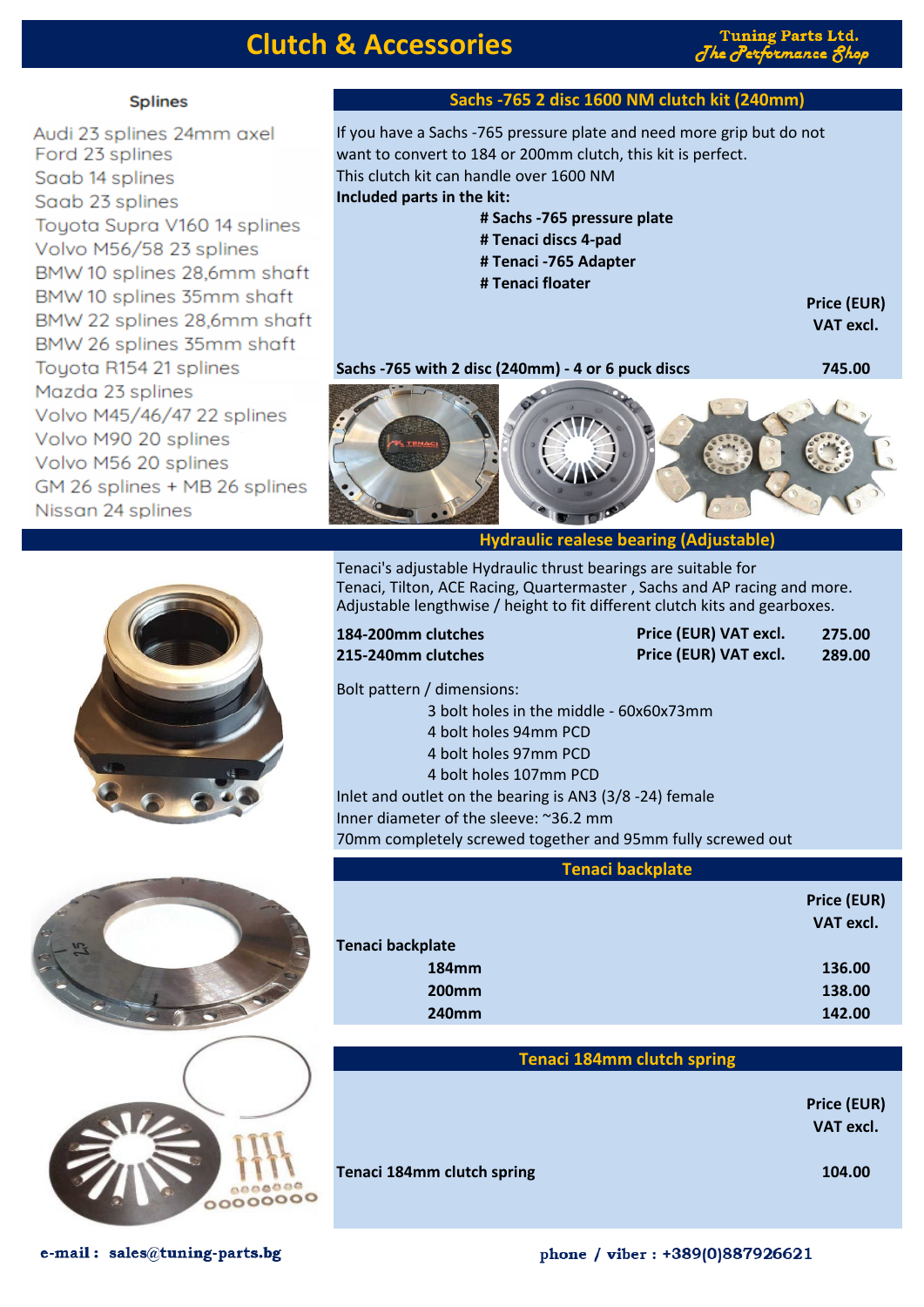# Clutch & Accessories

Tuning Parts Ltd.
The Performance Shop

### Splines

Audi 23 splines 24mm axel
Ford 23 splines
Saab 14 splines
Saab 23 splines
Toyota Supra V160 14 splines
Volvo M56/58 23 splines
BMW 10 splines 28,6mm shaft
BMW 10 splines 35mm shaft
BMW 22 splines 28,6mm shaft
BMW 26 splines 35mm shaft
Toyota R154 21 splines
Mazda 23 splines
Volvo M45/46/47 22 splines
Volvo M90 20 splines
Volvo M56 20 splines
GM 26 splines + MB 26 splines
Nissan 24 splines

## Sachs -765 2 disc 1600 NM clutch kit (240mm)

If you have a Sachs -765 pressure plate and need more grip but do not want to convert to 184 or 200mm clutch, this kit is perfect.
This clutch kit can handle over 1600 NM

**Included parts in the kit:**

- **# Sachs -765 pressure plate**
- **# Tenaci discs 4-pad**
- **# Tenaci -765 Adapter**
- **# Tenaci floater**

| | Price (EUR) VAT excl. |
|---|---|
| **Sachs -765 with 2 disc (240mm) - 4 or 6 puck discs** | **745.00** |

## Hydraulic realese bearing (Adjustable)

Tenaci's adjustable Hydraulic thrust bearings are suitable for Tenaci, Tilton, ACE Racing, Quartermaster , Sachs and AP racing and more.
Adjustable lengthwise / height to fit different clutch kits and gearboxes.

| | | |
|---|---|---|
| **184-200mm clutches** | **Price (EUR) VAT excl.** | **275.00** |
| **215-240mm clutches** | **Price (EUR) VAT excl.** | **289.00** |

Bolt pattern / dimensions:

- 3 bolt holes in the middle - 60x60x73mm
- 4 bolt holes 94mm PCD
- 4 bolt holes 97mm PCD
- 4 bolt holes 107mm PCD

Inlet and outlet on the bearing is AN3 (3/8 -24) female
Inner diameter of the sleeve: ~36.2 mm
70mm completely screwed together and 95mm fully screwed out

## Tenaci backplate

| | Price (EUR) VAT excl. |
|---|---|
| **Tenaci backplate** | |
| **184mm** | **136.00** |
| **200mm** | **138.00** |
| **240mm** | **142.00** |

## Tenaci 184mm clutch spring

| | Price (EUR) VAT excl. |
|---|---|
| **Tenaci 184mm clutch spring** | **104.00** |

e-mail : sales@tuning-parts.bg

phone / viber : +389(0)887926621